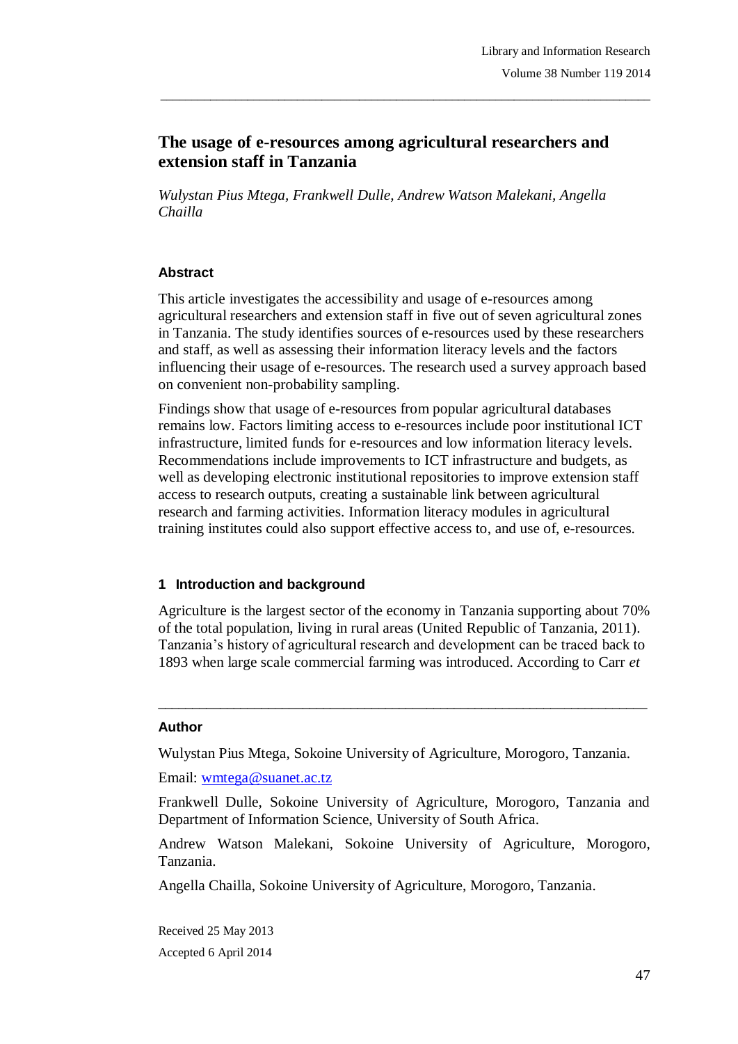# The usage of e-resources among agricultural researchers and extension staff in Tanzania

*Wulystan Pius Mtega, Frankwell Dulle, Andrew Watson Malekani, Angella Chailla*

## Abstract

This article investigates the accessibility and usage of e-resources among agricultural researchers and extension staff in five out of seven agricultural zones in Tanzania. The study identifies sources of e-resources used by these researchers and staff, as well as assessing their information literacy levels and the factors influencing their usage of e-resources. The research used a survey approach based on convenient non-probability sampling.

Findings show that usage of e-resources from popular agricultural databases remains low. Factors limiting access to e-resources include poor institutional ICT infrastructure, limited funds for e-resources and low information literacy levels. Recommendations include improvements to ICT infrastructure and budgets, as well as developing electronic institutional repositories to improve extension staff access to research outputs, creating a sustainable link between agricultural research and farming activities. Information literacy modules in agricultural training institutes could also support effective access to, and use of, e-resources.

## 1 Introduction and background

Agriculture is the largest sector of the economy in Tanzania supporting about 70% of the total population, living in rural areas (United Republic of Tanzania, 2011). Tanzania's history of agricultural research and development can be traced back to 1893 when large scale commercial farming was introduced. According to Carr *et*

---

**Author**

Wulystan Pius Mtega, Sokoine University of Agriculture, Morogoro, Tanzania.

Email: wmtega@suanet.ac.tz

Frankwell Dulle, Sokoine University of Agriculture, Morogoro, Tanzania and Department of Information Science, University of South Africa.

Andrew Watson Malekani, Sokoine University of Agriculture, Morogoro, Tanzania.

Angella Chailla, Sokoine University of Agriculture, Morogoro, Tanzania.

Received 25 May 2013

Accepted 6 April 2014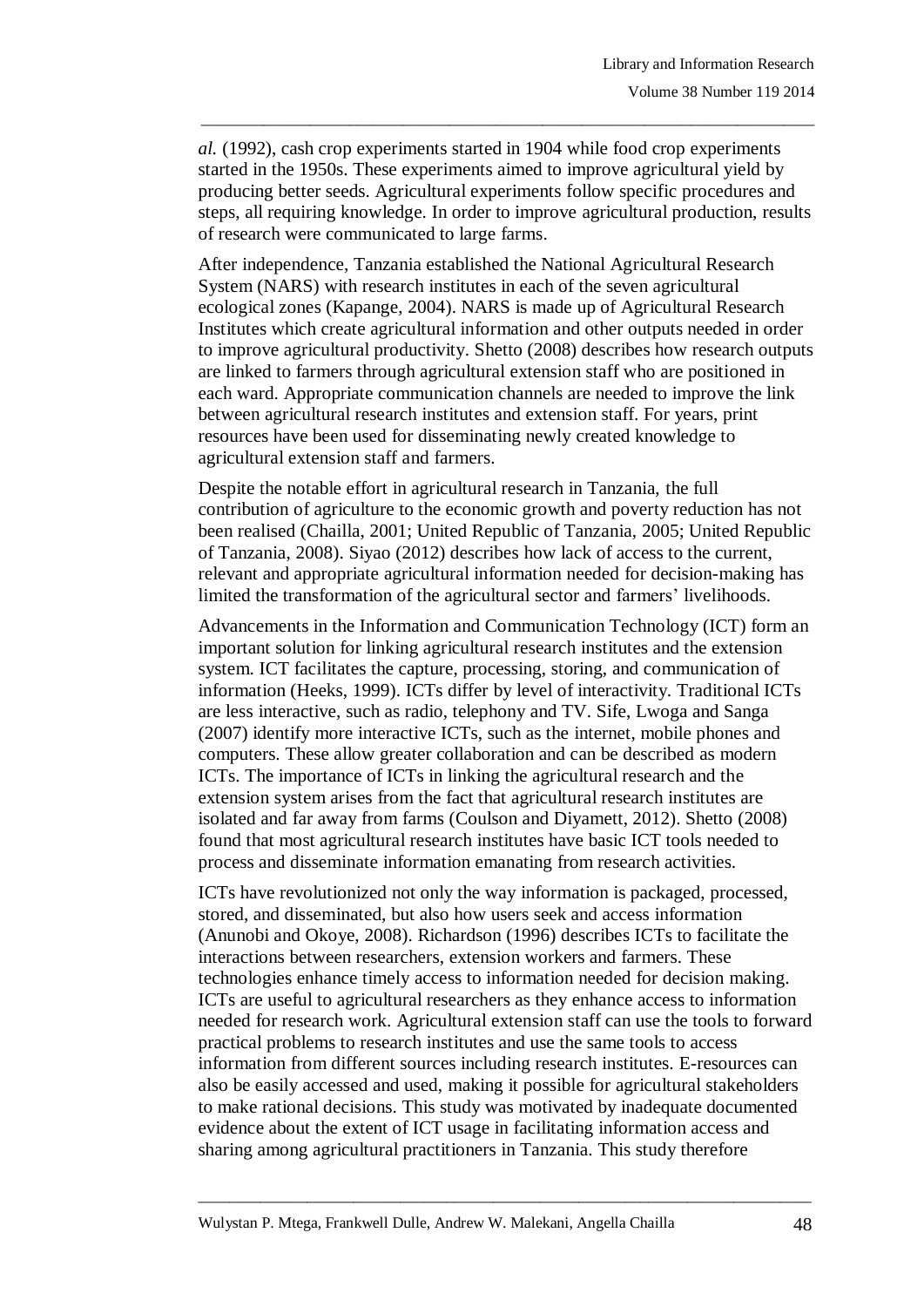*al.* (1992), cash crop experiments started in 1904 while food crop experiments started in the 1950s. These experiments aimed to improve agricultural yield by producing better seeds. Agricultural experiments follow specific procedures and steps, all requiring knowledge. In order to improve agricultural production, results of research were communicated to large farms.

After independence, Tanzania established the National Agricultural Research System (NARS) with research institutes in each of the seven agricultural ecological zones (Kapange, 2004). NARS is made up of Agricultural Research Institutes which create agricultural information and other outputs needed in order to improve agricultural productivity. Shetto (2008) describes how research outputs are linked to farmers through agricultural extension staff who are positioned in each ward. Appropriate communication channels are needed to improve the link between agricultural research institutes and extension staff. For years, print resources have been used for disseminating newly created knowledge to agricultural extension staff and farmers.

Despite the notable effort in agricultural research in Tanzania, the full contribution of agriculture to the economic growth and poverty reduction has not been realised (Chailla, 2001; United Republic of Tanzania, 2005; United Republic of Tanzania, 2008). Siyao (2012) describes how lack of access to the current, relevant and appropriate agricultural information needed for decision-making has limited the transformation of the agricultural sector and farmers' livelihoods.

Advancements in the Information and Communication Technology (ICT) form an important solution for linking agricultural research institutes and the extension system. ICT facilitates the capture, processing, storing, and communication of information (Heeks, 1999). ICTs differ by level of interactivity. Traditional ICTs are less interactive, such as radio, telephony and TV. Sife, Lwoga and Sanga (2007) identify more interactive ICTs, such as the internet, mobile phones and computers. These allow greater collaboration and can be described as modern ICTs. The importance of ICTs in linking the agricultural research and the extension system arises from the fact that agricultural research institutes are isolated and far away from farms (Coulson and Diyamett, 2012). Shetto (2008) found that most agricultural research institutes have basic ICT tools needed to process and disseminate information emanating from research activities.

ICTs have revolutionized not only the way information is packaged, processed, stored, and disseminated, but also how users seek and access information (Anunobi and Okoye, 2008). Richardson (1996) describes ICTs to facilitate the interactions between researchers, extension workers and farmers. These technologies enhance timely access to information needed for decision making. ICTs are useful to agricultural researchers as they enhance access to information needed for research work. Agricultural extension staff can use the tools to forward practical problems to research institutes and use the same tools to access information from different sources including research institutes. E-resources can also be easily accessed and used, making it possible for agricultural stakeholders to make rational decisions. This study was motivated by inadequate documented evidence about the extent of ICT usage in facilitating information access and sharing among agricultural practitioners in Tanzania. This study therefore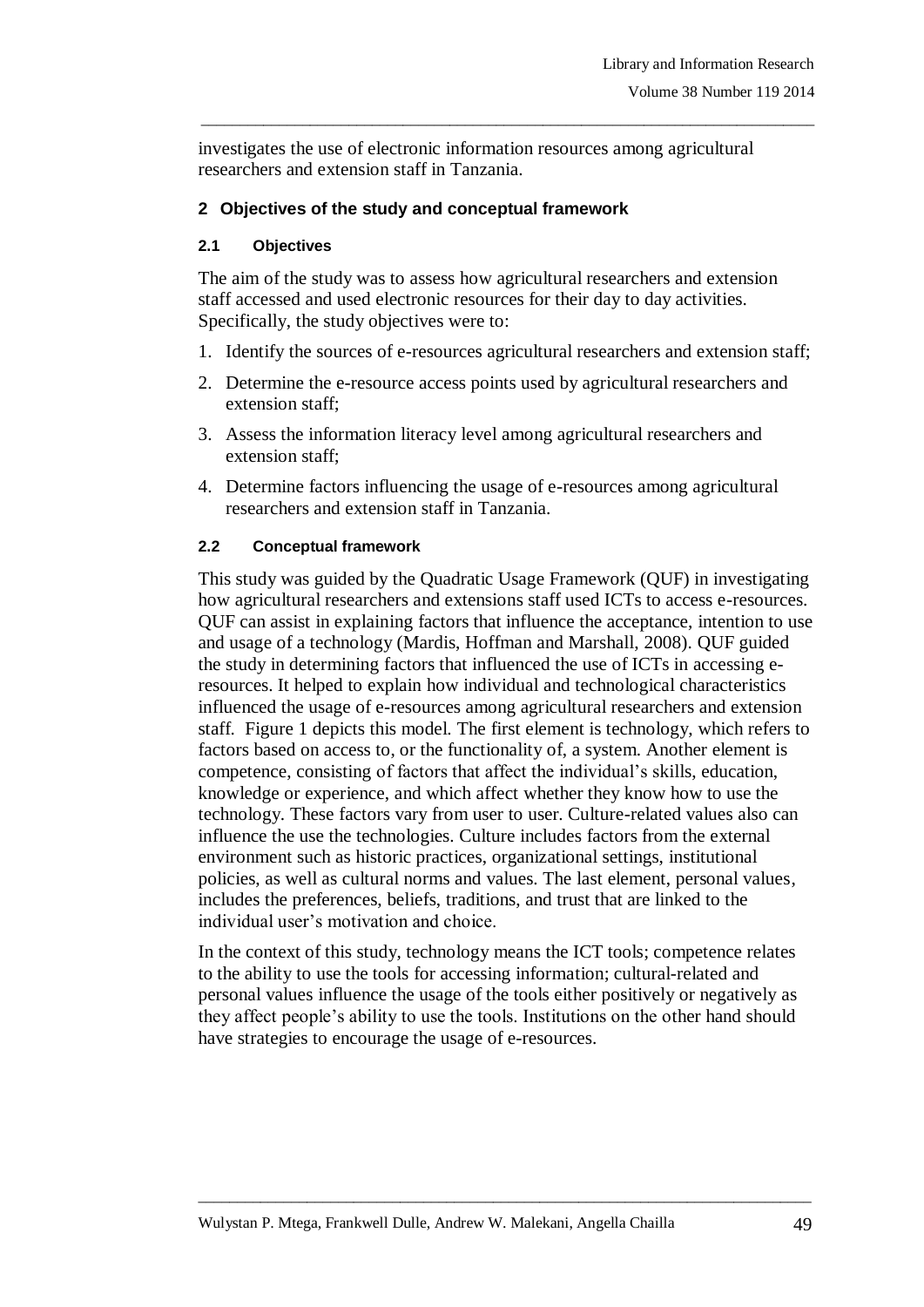investigates the use of electronic information resources among agricultural researchers and extension staff in Tanzania.

## 2 Objectives of the study and conceptual framework

### 2.1 Objectives

The aim of the study was to assess how agricultural researchers and extension staff accessed and used electronic resources for their day to day activities. Specifically, the study objectives were to:

1. Identify the sources of e-resources agricultural researchers and extension staff;
2. Determine the e-resource access points used by agricultural researchers and extension staff;
3. Assess the information literacy level among agricultural researchers and extension staff;
4. Determine factors influencing the usage of e-resources among agricultural researchers and extension staff in Tanzania.

### 2.2 Conceptual framework

This study was guided by the Quadratic Usage Framework (QUF) in investigating how agricultural researchers and extensions staff used ICTs to access e-resources. QUF can assist in explaining factors that influence the acceptance, intention to use and usage of a technology (Mardis, Hoffman and Marshall, 2008). QUF guided the study in determining factors that influenced the use of ICTs in accessing e-resources. It helped to explain how individual and technological characteristics influenced the usage of e-resources among agricultural researchers and extension staff. Figure 1 depicts this model. The first element is technology, which refers to factors based on access to, or the functionality of, a system. Another element is competence, consisting of factors that affect the individual's skills, education, knowledge or experience, and which affect whether they know how to use the technology. These factors vary from user to user. Culture-related values also can influence the use the technologies. Culture includes factors from the external environment such as historic practices, organizational settings, institutional policies, as well as cultural norms and values. The last element, personal values, includes the preferences, beliefs, traditions, and trust that are linked to the individual user's motivation and choice.

In the context of this study, technology means the ICT tools; competence relates to the ability to use the tools for accessing information; cultural-related and personal values influence the usage of the tools either positively or negatively as they affect people's ability to use the tools. Institutions on the other hand should have strategies to encourage the usage of e-resources.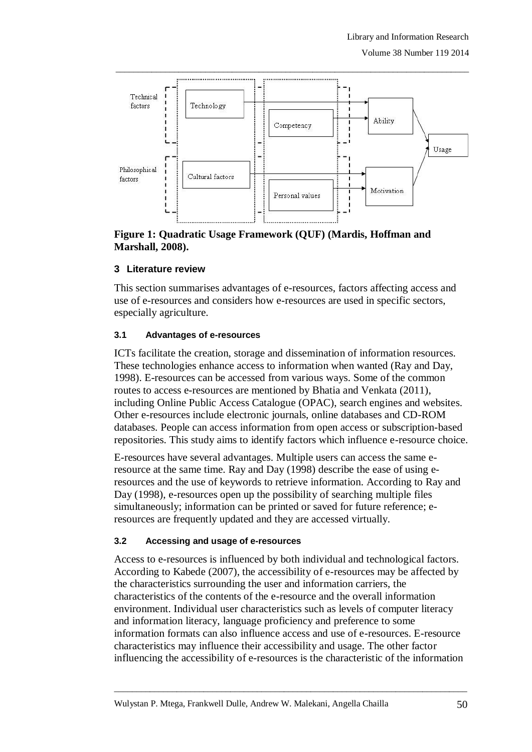Technical factors

Technology

Competency

Ability

Usage

Philosophical factors

Cultural factors

Personal values

Motivation

**Figure 1: Quadratic Usage Framework (QUF) (Mardis, Hoffman and Marshall, 2008).**

## 3 Literature review

This section summarises advantages of e-resources, factors affecting access and use of e-resources and considers how e-resources are used in specific sectors, especially agriculture.

### 3.1 Advantages of e-resources

ICTs facilitate the creation, storage and dissemination of information resources. These technologies enhance access to information when wanted (Ray and Day, 1998). E-resources can be accessed from various ways. Some of the common routes to access e-resources are mentioned by Bhatia and Venkata (2011), including Online Public Access Catalogue (OPAC), search engines and websites. Other e-resources include electronic journals, online databases and CD-ROM databases. People can access information from open access or subscription-based repositories. This study aims to identify factors which influence e-resource choice.

E-resources have several advantages. Multiple users can access the same e-resource at the same time. Ray and Day (1998) describe the ease of using e-resources and the use of keywords to retrieve information. According to Ray and Day (1998), e-resources open up the possibility of searching multiple files simultaneously; information can be printed or saved for future reference; e-resources are frequently updated and they are accessed virtually.

### 3.2 Accessing and usage of e-resources

Access to e-resources is influenced by both individual and technological factors. According to Kabede (2007), the accessibility of e-resources may be affected by the characteristics surrounding the user and information carriers, the characteristics of the contents of the e-resource and the overall information environment. Individual user characteristics such as levels of computer literacy and information literacy, language proficiency and preference to some information formats can also influence access and use of e-resources. E-resource characteristics may influence their accessibility and usage. The other factor influencing the accessibility of e-resources is the characteristic of the information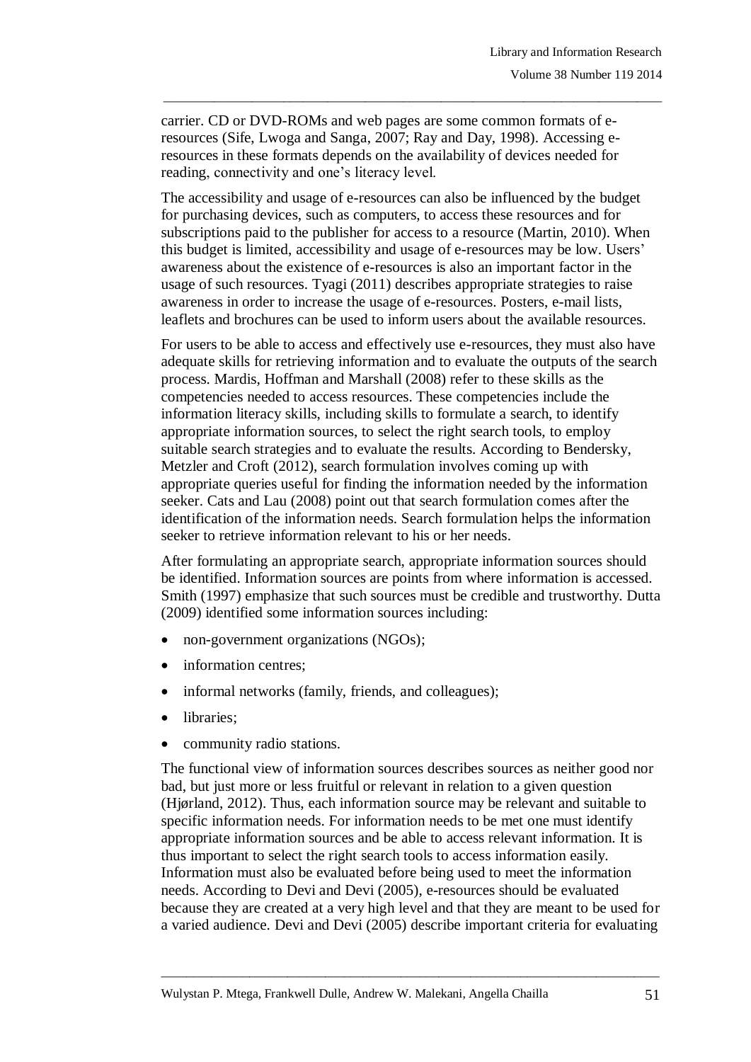carrier. CD or DVD-ROMs and web pages are some common formats of e-resources (Sife, Lwoga and Sanga, 2007; Ray and Day, 1998). Accessing e-resources in these formats depends on the availability of devices needed for reading, connectivity and one's literacy level.

The accessibility and usage of e-resources can also be influenced by the budget for purchasing devices, such as computers, to access these resources and for subscriptions paid to the publisher for access to a resource (Martin, 2010). When this budget is limited, accessibility and usage of e-resources may be low. Users' awareness about the existence of e-resources is also an important factor in the usage of such resources. Tyagi (2011) describes appropriate strategies to raise awareness in order to increase the usage of e-resources. Posters, e-mail lists, leaflets and brochures can be used to inform users about the available resources.

For users to be able to access and effectively use e-resources, they must also have adequate skills for retrieving information and to evaluate the outputs of the search process. Mardis, Hoffman and Marshall (2008) refer to these skills as the competencies needed to access resources. These competencies include the information literacy skills, including skills to formulate a search, to identify appropriate information sources, to select the right search tools, to employ suitable search strategies and to evaluate the results. According to Bendersky, Metzler and Croft (2012), search formulation involves coming up with appropriate queries useful for finding the information needed by the information seeker. Cats and Lau (2008) point out that search formulation comes after the identification of the information needs. Search formulation helps the information seeker to retrieve information relevant to his or her needs.

After formulating an appropriate search, appropriate information sources should be identified. Information sources are points from where information is accessed. Smith (1997) emphasize that such sources must be credible and trustworthy. Dutta (2009) identified some information sources including:

- non-government organizations (NGOs);
- information centres;
- informal networks (family, friends, and colleagues);
- libraries;
- community radio stations.

The functional view of information sources describes sources as neither good nor bad, but just more or less fruitful or relevant in relation to a given question (Hjørland, 2012). Thus, each information source may be relevant and suitable to specific information needs. For information needs to be met one must identify appropriate information sources and be able to access relevant information. It is thus important to select the right search tools to access information easily. Information must also be evaluated before being used to meet the information needs. According to Devi and Devi (2005), e-resources should be evaluated because they are created at a very high level and that they are meant to be used for a varied audience. Devi and Devi (2005) describe important criteria for evaluating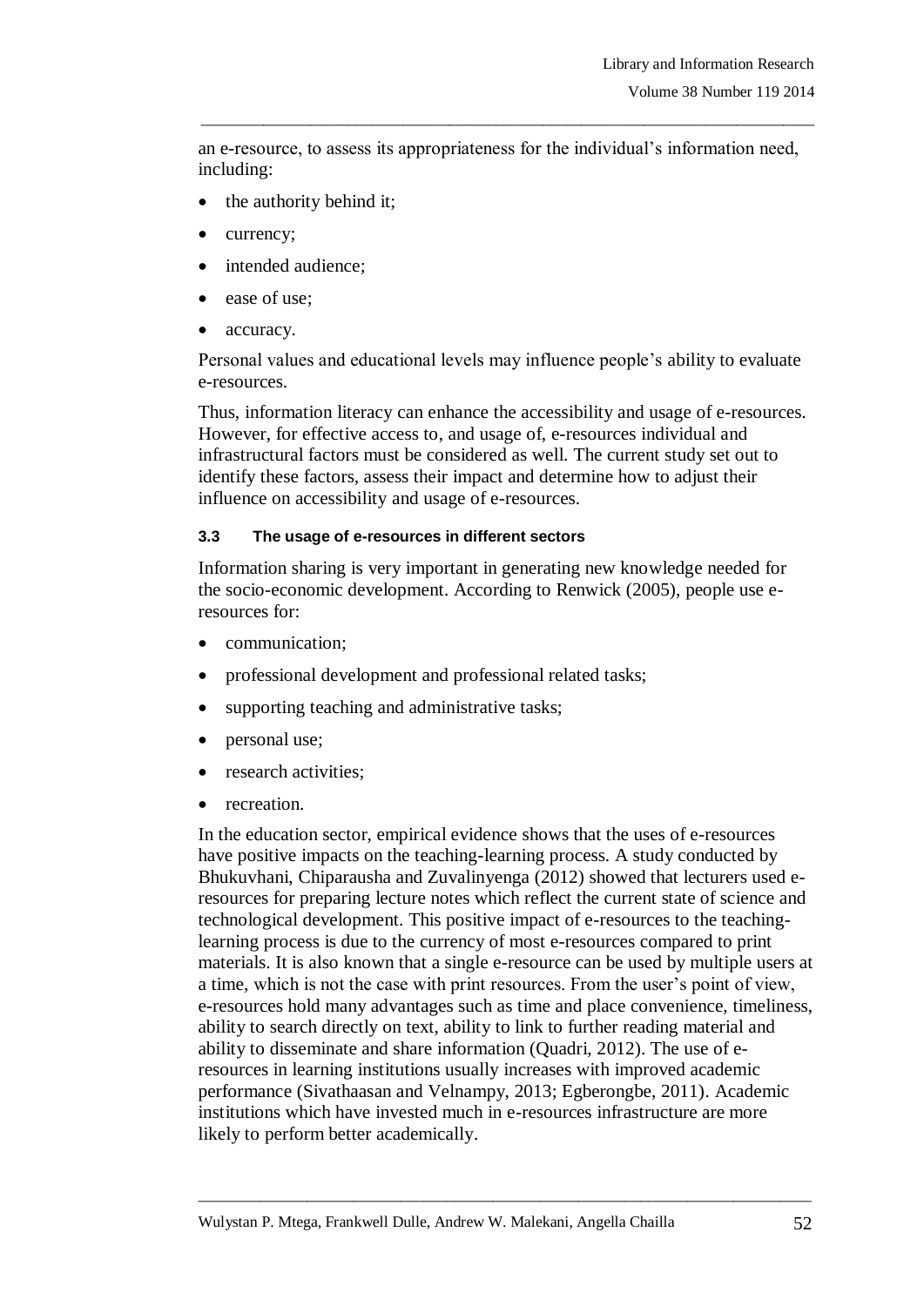an e-resource, to assess its appropriateness for the individual's information need, including:

- the authority behind it;
- currency;
- intended audience;
- ease of use;
- accuracy.

Personal values and educational levels may influence people's ability to evaluate e-resources.

Thus, information literacy can enhance the accessibility and usage of e-resources. However, for effective access to, and usage of, e-resources individual and infrastructural factors must be considered as well. The current study set out to identify these factors, assess their impact and determine how to adjust their influence on accessibility and usage of e-resources.

### 3.3 The usage of e-resources in different sectors

Information sharing is very important in generating new knowledge needed for the socio-economic development. According to Renwick (2005), people use e-resources for:

- communication;
- professional development and professional related tasks;
- supporting teaching and administrative tasks;
- personal use;
- research activities;
- recreation.

In the education sector, empirical evidence shows that the uses of e-resources have positive impacts on the teaching-learning process. A study conducted by Bhukuvhani, Chiparausha and Zuvalinyenga (2012) showed that lecturers used e-resources for preparing lecture notes which reflect the current state of science and technological development. This positive impact of e-resources to the teaching-learning process is due to the currency of most e-resources compared to print materials. It is also known that a single e-resource can be used by multiple users at a time, which is not the case with print resources. From the user's point of view, e-resources hold many advantages such as time and place convenience, timeliness, ability to search directly on text, ability to link to further reading material and ability to disseminate and share information (Quadri, 2012). The use of e-resources in learning institutions usually increases with improved academic performance (Sivathaasan and Velnampy, 2013; Egberongbe, 2011). Academic institutions which have invested much in e-resources infrastructure are more likely to perform better academically.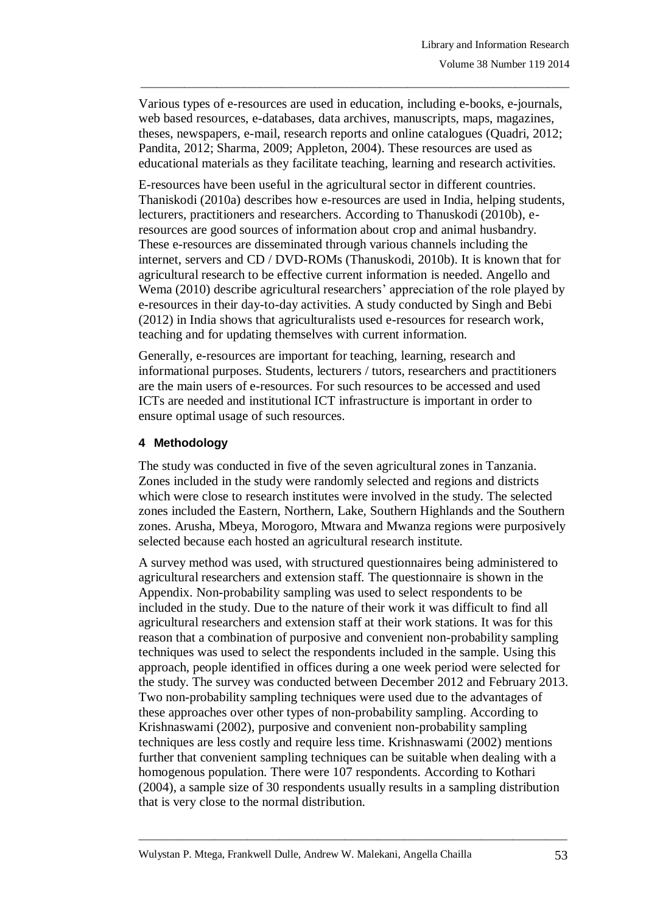Various types of e-resources are used in education, including e-books, e-journals, web based resources, e-databases, data archives, manuscripts, maps, magazines, theses, newspapers, e-mail, research reports and online catalogues (Quadri, 2012; Pandita, 2012; Sharma, 2009; Appleton, 2004). These resources are used as educational materials as they facilitate teaching, learning and research activities.

E-resources have been useful in the agricultural sector in different countries. Thaniskodi (2010a) describes how e-resources are used in India, helping students, lecturers, practitioners and researchers. According to Thanuskodi (2010b), e-resources are good sources of information about crop and animal husbandry. These e-resources are disseminated through various channels including the internet, servers and CD / DVD-ROMs (Thanuskodi, 2010b). It is known that for agricultural research to be effective current information is needed. Angello and Wema (2010) describe agricultural researchers' appreciation of the role played by e-resources in their day-to-day activities. A study conducted by Singh and Bebi (2012) in India shows that agriculturalists used e-resources for research work, teaching and for updating themselves with current information.

Generally, e-resources are important for teaching, learning, research and informational purposes. Students, lecturers / tutors, researchers and practitioners are the main users of e-resources. For such resources to be accessed and used ICTs are needed and institutional ICT infrastructure is important in order to ensure optimal usage of such resources.

## 4 Methodology

The study was conducted in five of the seven agricultural zones in Tanzania. Zones included in the study were randomly selected and regions and districts which were close to research institutes were involved in the study. The selected zones included the Eastern, Northern, Lake, Southern Highlands and the Southern zones. Arusha, Mbeya, Morogoro, Mtwara and Mwanza regions were purposively selected because each hosted an agricultural research institute.

A survey method was used, with structured questionnaires being administered to agricultural researchers and extension staff. The questionnaire is shown in the Appendix. Non-probability sampling was used to select respondents to be included in the study. Due to the nature of their work it was difficult to find all agricultural researchers and extension staff at their work stations. It was for this reason that a combination of purposive and convenient non-probability sampling techniques was used to select the respondents included in the sample. Using this approach, people identified in offices during a one week period were selected for the study. The survey was conducted between December 2012 and February 2013. Two non-probability sampling techniques were used due to the advantages of these approaches over other types of non-probability sampling. According to Krishnaswami (2002), purposive and convenient non-probability sampling techniques are less costly and require less time. Krishnaswami (2002) mentions further that convenient sampling techniques can be suitable when dealing with a homogenous population. There were 107 respondents. According to Kothari (2004), a sample size of 30 respondents usually results in a sampling distribution that is very close to the normal distribution.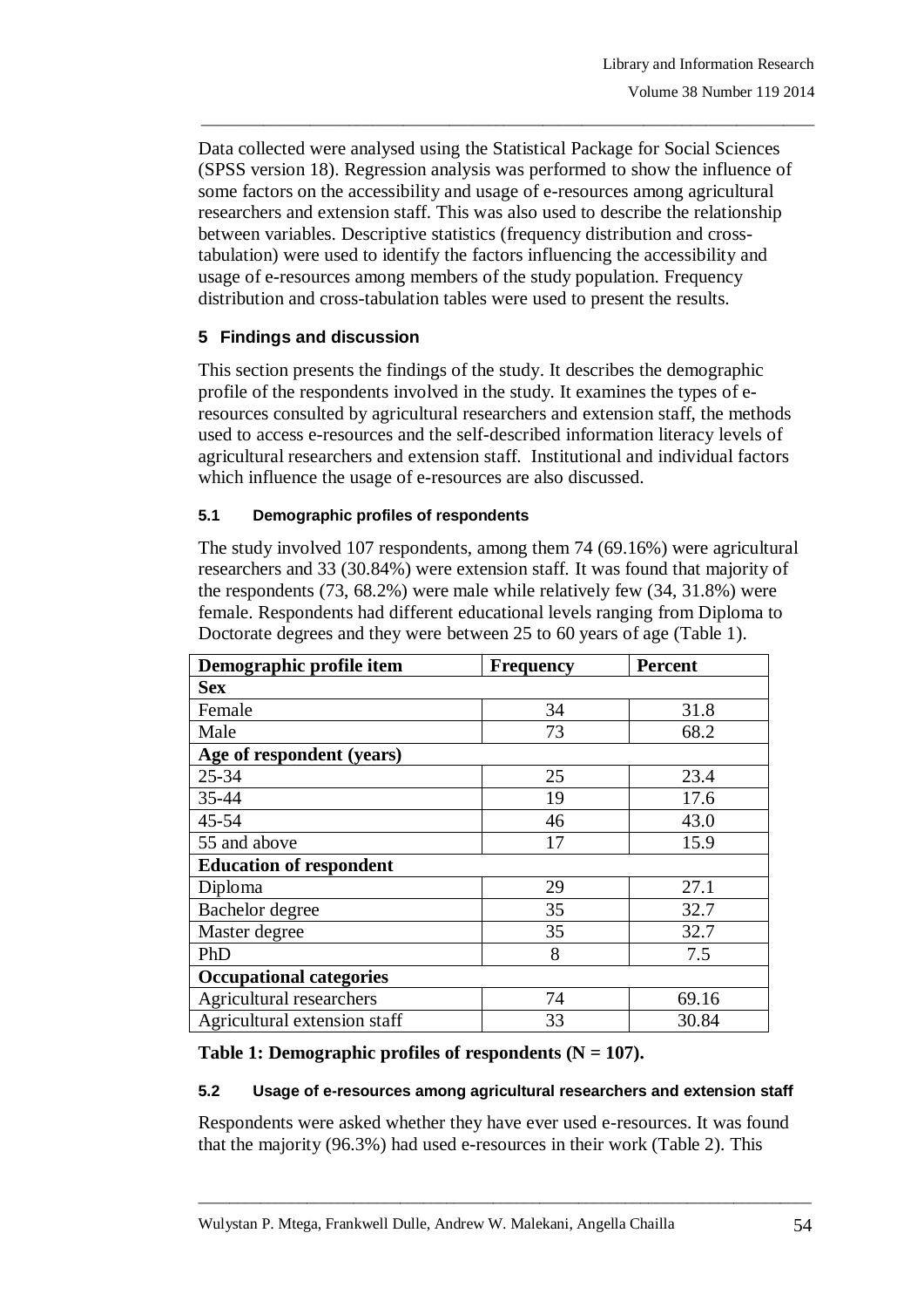Data collected were analysed using the Statistical Package for Social Sciences (SPSS version 18). Regression analysis was performed to show the influence of some factors on the accessibility and usage of e-resources among agricultural researchers and extension staff. This was also used to describe the relationship between variables. Descriptive statistics (frequency distribution and cross-tabulation) were used to identify the factors influencing the accessibility and usage of e-resources among members of the study population. Frequency distribution and cross-tabulation tables were used to present the results.

## 5 Findings and discussion

This section presents the findings of the study. It describes the demographic profile of the respondents involved in the study. It examines the types of e-resources consulted by agricultural researchers and extension staff, the methods used to access e-resources and the self-described information literacy levels of agricultural researchers and extension staff. Institutional and individual factors which influence the usage of e-resources are also discussed.

### 5.1 Demographic profiles of respondents

The study involved 107 respondents, among them 74 (69.16%) were agricultural researchers and 33 (30.84%) were extension staff. It was found that majority of the respondents (73, 68.2%) were male while relatively few (34, 31.8%) were female. Respondents had different educational levels ranging from Diploma to Doctorate degrees and they were between 25 to 60 years of age (Table 1).

| Demographic profile item | Frequency | Percent |
|---|---|---|
| **Sex** | | |
| Female | 34 | 31.8 |
| Male | 73 | 68.2 |
| **Age of respondent (years)** | | |
| 25-34 | 25 | 23.4 |
| 35-44 | 19 | 17.6 |
| 45-54 | 46 | 43.0 |
| 55 and above | 17 | 15.9 |
| **Education of respondent** | | |
| Diploma | 29 | 27.1 |
| Bachelor degree | 35 | 32.7 |
| Master degree | 35 | 32.7 |
| PhD | 8 | 7.5 |
| **Occupational categories** | | |
| Agricultural researchers | 74 | 69.16 |
| Agricultural extension staff | 33 | 30.84 |

**Table 1: Demographic profiles of respondents (N = 107).**

### 5.2 Usage of e-resources among agricultural researchers and extension staff

Respondents were asked whether they have ever used e-resources. It was found that the majority (96.3%) had used e-resources in their work (Table 2). This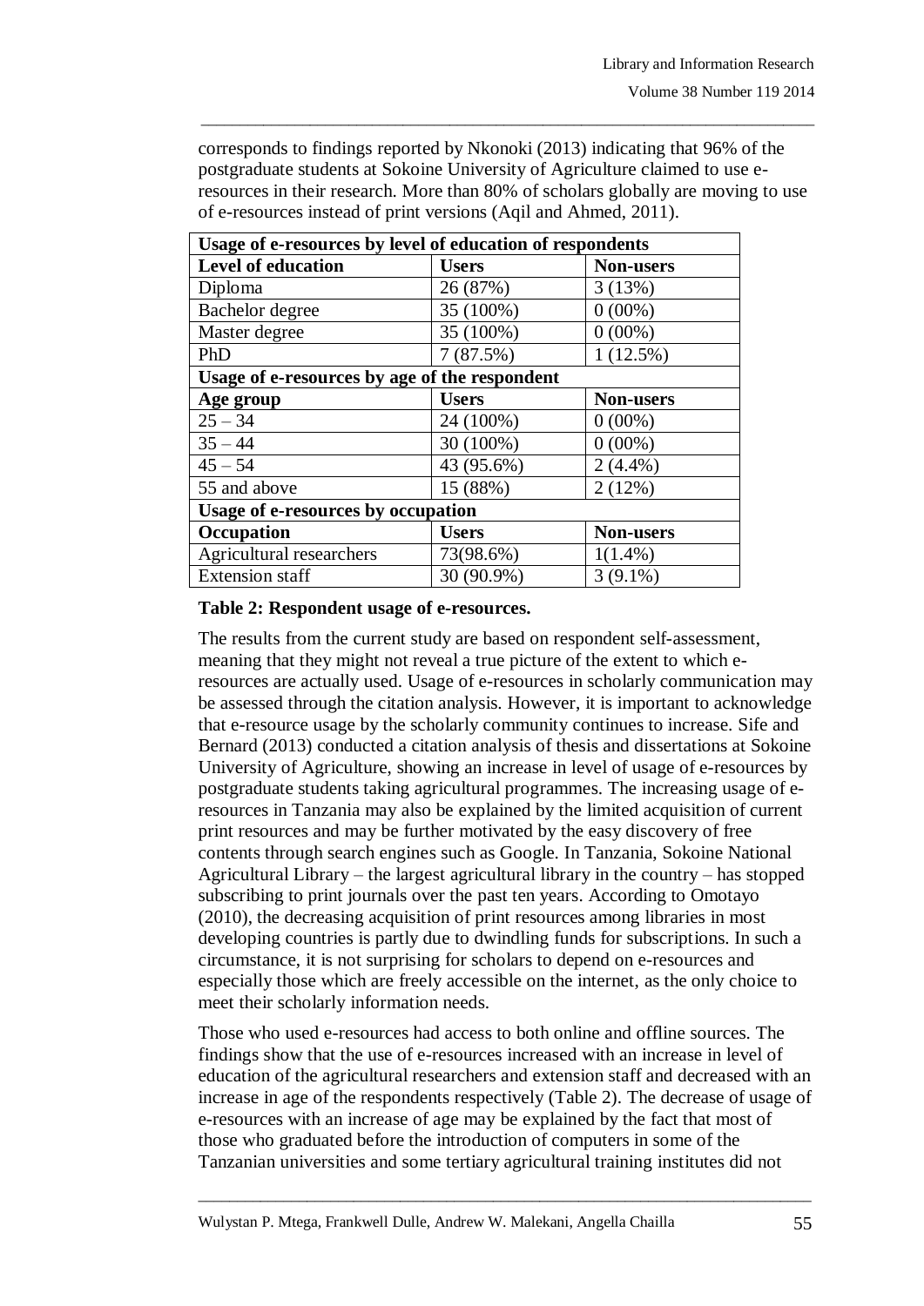corresponds to findings reported by Nkonoki (2013) indicating that 96% of the postgraduate students at Sokoine University of Agriculture claimed to use e-resources in their research. More than 80% of scholars globally are moving to use of e-resources instead of print versions (Aqil and Ahmed, 2011).

| **Usage of e-resources by level of education of respondents** | | |
|---|---|---|
| **Level of education** | **Users** | **Non-users** |
| Diploma | 26 (87%) | 3 (13%) |
| Bachelor degree | 35 (100%) | 0 (00%) |
| Master degree | 35 (100%) | 0 (00%) |
| PhD | 7 (87.5%) | 1 (12.5%) |
| **Usage of e-resources by age of the respondent** | | |
| **Age group** | **Users** | **Non-users** |
| 25 – 34 | 24 (100%) | 0 (00%) |
| 35 – 44 | 30 (100%) | 0 (00%) |
| 45 – 54 | 43 (95.6%) | 2 (4.4%) |
| 55 and above | 15 (88%) | 2 (12%) |
| **Usage of e-resources by occupation** | | |
| **Occupation** | **Users** | **Non-users** |
| Agricultural researchers | 73(98.6%) | 1(1.4%) |
| Extension staff | 30 (90.9%) | 3 (9.1%) |

**Table 2: Respondent usage of e-resources.**

The results from the current study are based on respondent self-assessment, meaning that they might not reveal a true picture of the extent to which e-resources are actually used. Usage of e-resources in scholarly communication may be assessed through the citation analysis. However, it is important to acknowledge that e-resource usage by the scholarly community continues to increase. Sife and Bernard (2013) conducted a citation analysis of thesis and dissertations at Sokoine University of Agriculture, showing an increase in level of usage of e-resources by postgraduate students taking agricultural programmes. The increasing usage of e-resources in Tanzania may also be explained by the limited acquisition of current print resources and may be further motivated by the easy discovery of free contents through search engines such as Google. In Tanzania, Sokoine National Agricultural Library – the largest agricultural library in the country – has stopped subscribing to print journals over the past ten years. According to Omotayo (2010), the decreasing acquisition of print resources among libraries in most developing countries is partly due to dwindling funds for subscriptions. In such a circumstance, it is not surprising for scholars to depend on e-resources and especially those which are freely accessible on the internet, as the only choice to meet their scholarly information needs.

Those who used e-resources had access to both online and offline sources. The findings show that the use of e-resources increased with an increase in level of education of the agricultural researchers and extension staff and decreased with an increase in age of the respondents respectively (Table 2). The decrease of usage of e-resources with an increase of age may be explained by the fact that most of those who graduated before the introduction of computers in some of the Tanzanian universities and some tertiary agricultural training institutes did not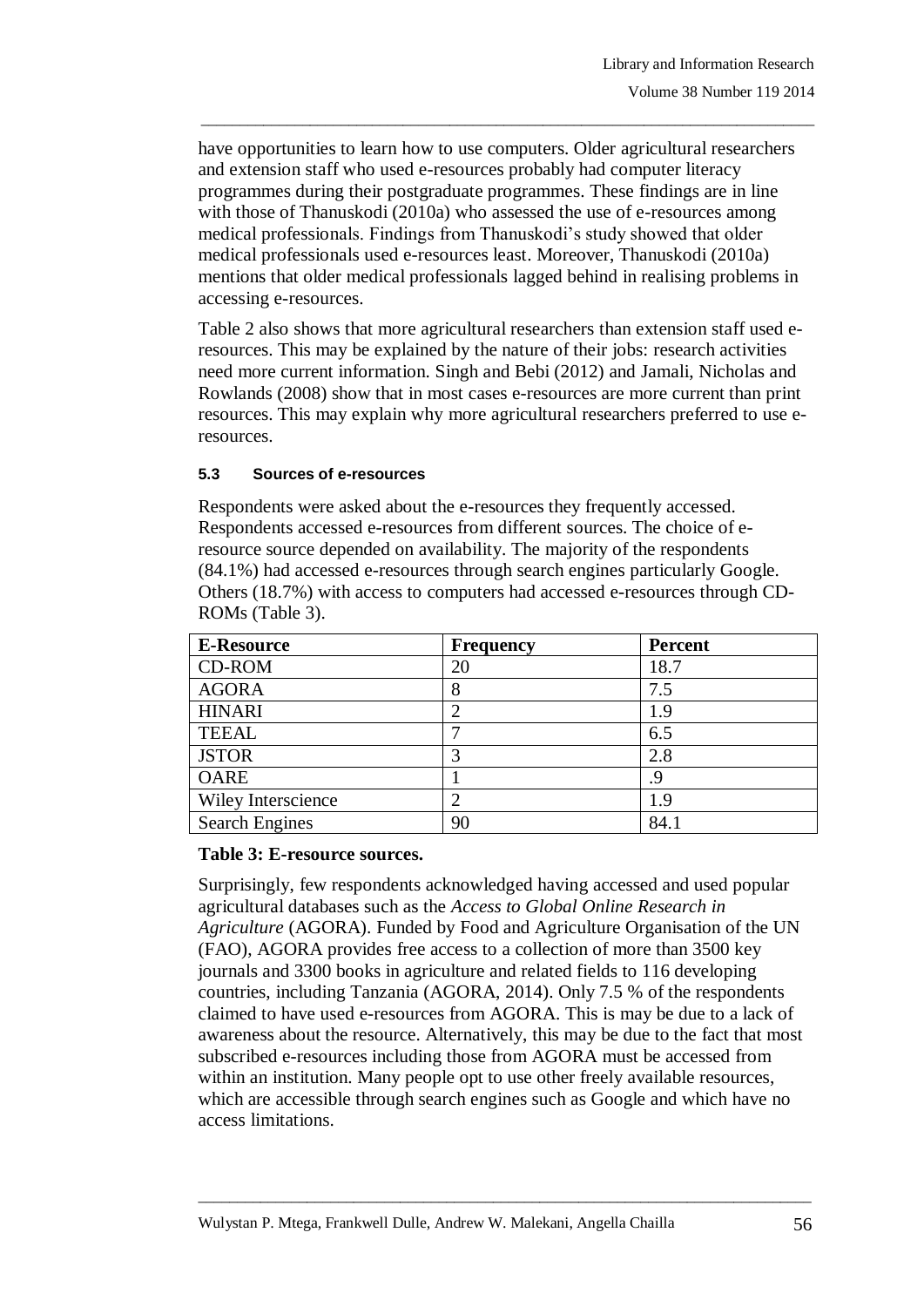have opportunities to learn how to use computers. Older agricultural researchers and extension staff who used e-resources probably had computer literacy programmes during their postgraduate programmes. These findings are in line with those of Thanuskodi (2010a) who assessed the use of e-resources among medical professionals. Findings from Thanuskodi's study showed that older medical professionals used e-resources least. Moreover, Thanuskodi (2010a) mentions that older medical professionals lagged behind in realising problems in accessing e-resources.

Table 2 also shows that more agricultural researchers than extension staff used e-resources. This may be explained by the nature of their jobs: research activities need more current information. Singh and Bebi (2012) and Jamali, Nicholas and Rowlands (2008) show that in most cases e-resources are more current than print resources. This may explain why more agricultural researchers preferred to use e-resources.

### 5.3 Sources of e-resources

Respondents were asked about the e-resources they frequently accessed. Respondents accessed e-resources from different sources. The choice of e-resource source depended on availability. The majority of the respondents (84.1%) had accessed e-resources through search engines particularly Google. Others (18.7%) with access to computers had accessed e-resources through CD-ROMs (Table 3).

| E-Resource | Frequency | Percent |
|---|---|---|
| CD-ROM | 20 | 18.7 |
| AGORA | 8 | 7.5 |
| HINARI | 2 | 1.9 |
| TEEAL | 7 | 6.5 |
| JSTOR | 3 | 2.8 |
| OARE | 1 | .9 |
| Wiley Interscience | 2 | 1.9 |
| Search Engines | 90 | 84.1 |

**Table 3: E-resource sources.**

Surprisingly, few respondents acknowledged having accessed and used popular agricultural databases such as the *Access to Global Online Research in Agriculture* (AGORA). Funded by Food and Agriculture Organisation of the UN (FAO), AGORA provides free access to a collection of more than 3500 key journals and 3300 books in agriculture and related fields to 116 developing countries, including Tanzania (AGORA, 2014). Only 7.5 % of the respondents claimed to have used e-resources from AGORA. This is may be due to a lack of awareness about the resource. Alternatively, this may be due to the fact that most subscribed e-resources including those from AGORA must be accessed from within an institution. Many people opt to use other freely available resources, which are accessible through search engines such as Google and which have no access limitations.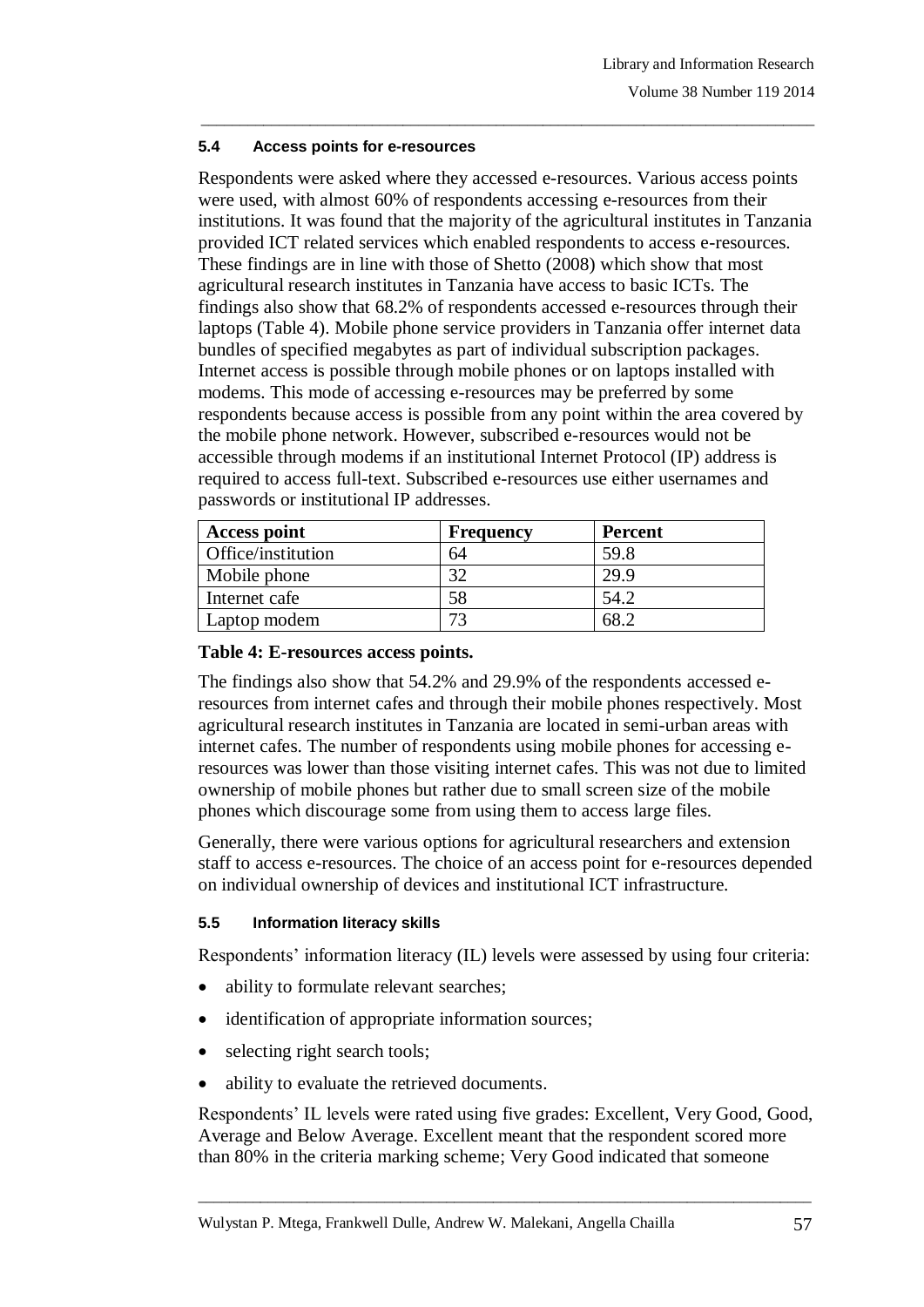### 5.4 Access points for e-resources

Respondents were asked where they accessed e-resources. Various access points were used, with almost 60% of respondents accessing e-resources from their institutions. It was found that the majority of the agricultural institutes in Tanzania provided ICT related services which enabled respondents to access e-resources. These findings are in line with those of Shetto (2008) which show that most agricultural research institutes in Tanzania have access to basic ICTs. The findings also show that 68.2% of respondents accessed e-resources through their laptops (Table 4). Mobile phone service providers in Tanzania offer internet data bundles of specified megabytes as part of individual subscription packages. Internet access is possible through mobile phones or on laptops installed with modems. This mode of accessing e-resources may be preferred by some respondents because access is possible from any point within the area covered by the mobile phone network. However, subscribed e-resources would not be accessible through modems if an institutional Internet Protocol (IP) address is required to access full-text. Subscribed e-resources use either usernames and passwords or institutional IP addresses.

| Access point | Frequency | Percent |
|---|---|---|
| Office/institution | 64 | 59.8 |
| Mobile phone | 32 | 29.9 |
| Internet cafe | 58 | 54.2 |
| Laptop modem | 73 | 68.2 |

**Table 4: E-resources access points.**

The findings also show that 54.2% and 29.9% of the respondents accessed e-resources from internet cafes and through their mobile phones respectively. Most agricultural research institutes in Tanzania are located in semi-urban areas with internet cafes. The number of respondents using mobile phones for accessing e-resources was lower than those visiting internet cafes. This was not due to limited ownership of mobile phones but rather due to small screen size of the mobile phones which discourage some from using them to access large files.

Generally, there were various options for agricultural researchers and extension staff to access e-resources. The choice of an access point for e-resources depended on individual ownership of devices and institutional ICT infrastructure.

### 5.5 Information literacy skills

Respondents' information literacy (IL) levels were assessed by using four criteria:

- ability to formulate relevant searches;
- identification of appropriate information sources;
- selecting right search tools;
- ability to evaluate the retrieved documents.

Respondents' IL levels were rated using five grades: Excellent, Very Good, Good, Average and Below Average. Excellent meant that the respondent scored more than 80% in the criteria marking scheme; Very Good indicated that someone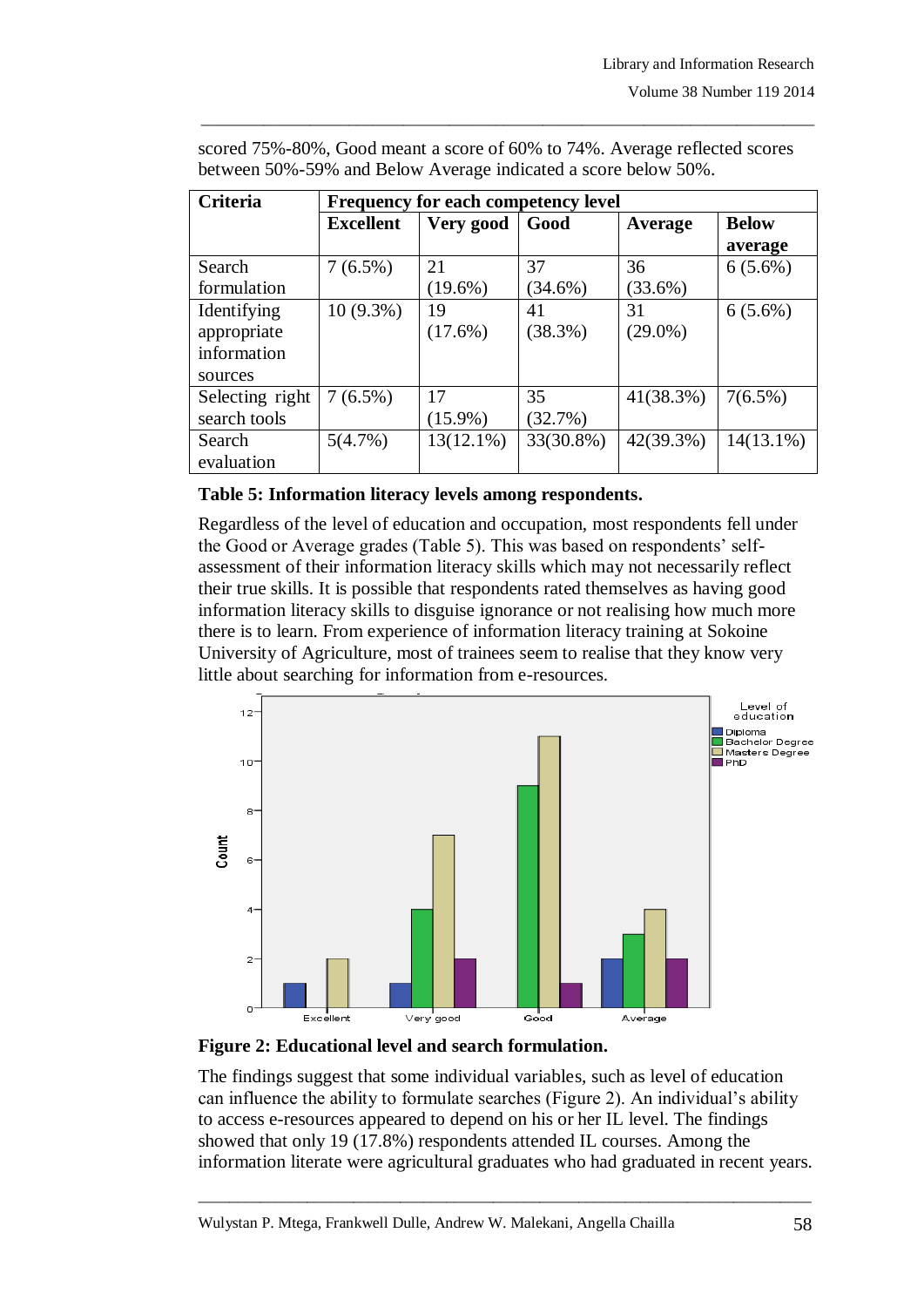scored 75%-80%, Good meant a score of 60% to 74%. Average reflected scores between 50%-59% and Below Average indicated a score below 50%.

| Criteria | Frequency for each competency level | | | | |
|---|---|---|---|---|---|
| | Excellent | Very good | Good | Average | Below average |
| Search formulation | 7 (6.5%) | 21 (19.6%) | 37 (34.6%) | 36 (33.6%) | 6 (5.6%) |
| Identifying appropriate information sources | 10 (9.3%) | 19 (17.6%) | 41 (38.3%) | 31 (29.0%) | 6 (5.6%) |
| Selecting right search tools | 7 (6.5%) | 17 (15.9%) | 35 (32.7%) | 41(38.3%) | 7(6.5%) |
| Search evaluation | 5(4.7%) | 13(12.1%) | 33(30.8%) | 42(39.3%) | 14(13.1%) |

**Table 5: Information literacy levels among respondents.**

Regardless of the level of education and occupation, most respondents fell under the Good or Average grades (Table 5). This was based on respondents' self-assessment of their information literacy skills which may not necessarily reflect their true skills. It is possible that respondents rated themselves as having good information literacy skills to disguise ignorance or not realising how much more there is to learn. From experience of information literacy training at Sokoine University of Agriculture, most of trainees seem to realise that they know very little about searching for information from e-resources.

**Figure 2: Educational level and search formulation.**

The findings suggest that some individual variables, such as level of education can influence the ability to formulate searches (Figure 2). An individual's ability to access e-resources appeared to depend on his or her IL level. The findings showed that only 19 (17.8%) respondents attended IL courses. Among the information literate were agricultural graduates who had graduated in recent years.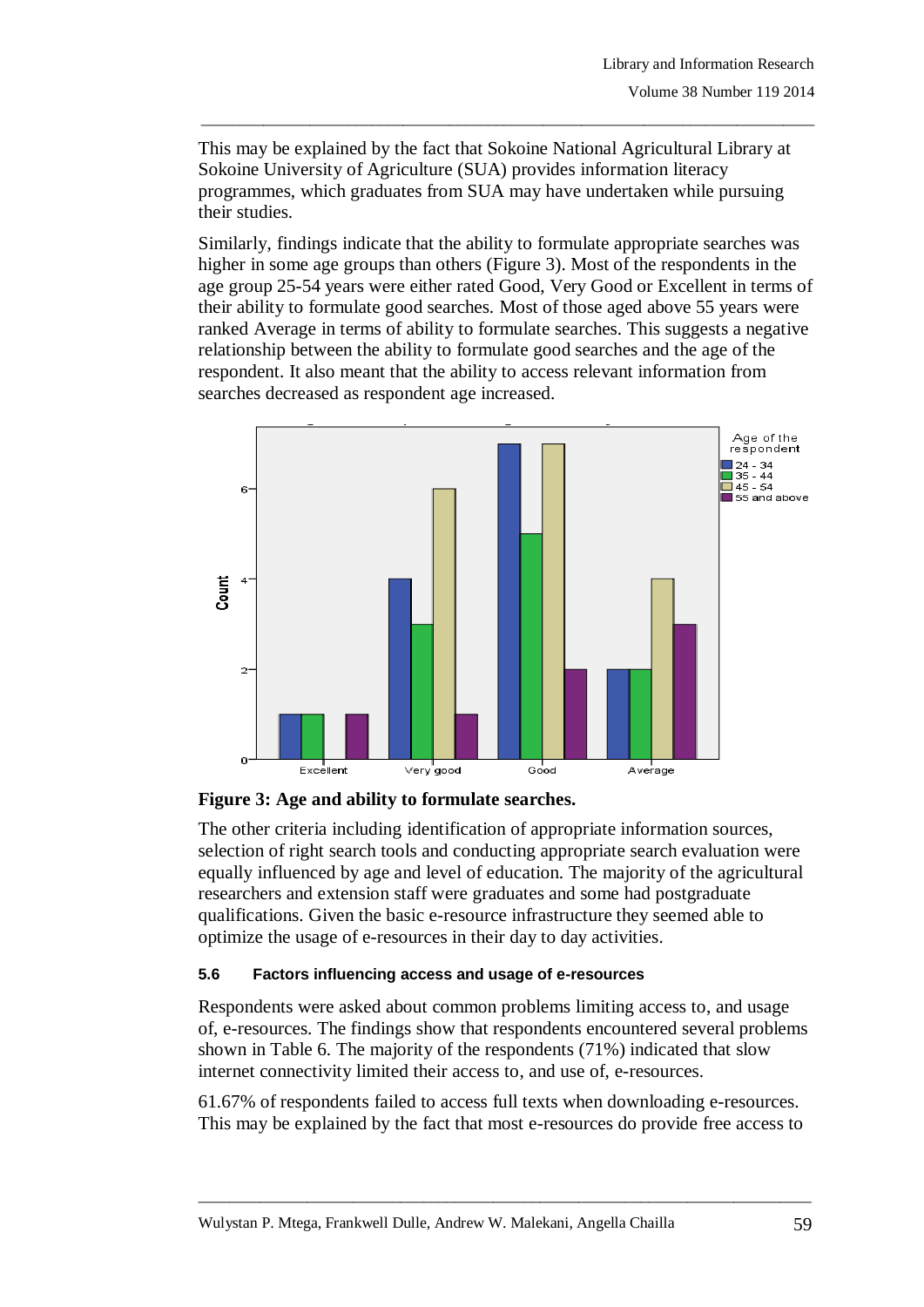This may be explained by the fact that Sokoine National Agricultural Library at Sokoine University of Agriculture (SUA) provides information literacy programmes, which graduates from SUA may have undertaken while pursuing their studies.

Similarly, findings indicate that the ability to formulate appropriate searches was higher in some age groups than others (Figure 3). Most of the respondents in the age group 25-54 years were either rated Good, Very Good or Excellent in terms of their ability to formulate good searches. Most of those aged above 55 years were ranked Average in terms of ability to formulate searches. This suggests a negative relationship between the ability to formulate good searches and the age of the respondent. It also meant that the ability to access relevant information from searches decreased as respondent age increased.

**Figure 3: Age and ability to formulate searches.**

The other criteria including identification of appropriate information sources, selection of right search tools and conducting appropriate search evaluation were equally influenced by age and level of education. The majority of the agricultural researchers and extension staff were graduates and some had postgraduate qualifications. Given the basic e-resource infrastructure they seemed able to optimize the usage of e-resources in their day to day activities.

#### 5.6 Factors influencing access and usage of e-resources

Respondents were asked about common problems limiting access to, and usage of, e-resources. The findings show that respondents encountered several problems shown in Table 6. The majority of the respondents (71%) indicated that slow internet connectivity limited their access to, and use of, e-resources.

61.67% of respondents failed to access full texts when downloading e-resources. This may be explained by the fact that most e-resources do provide free access to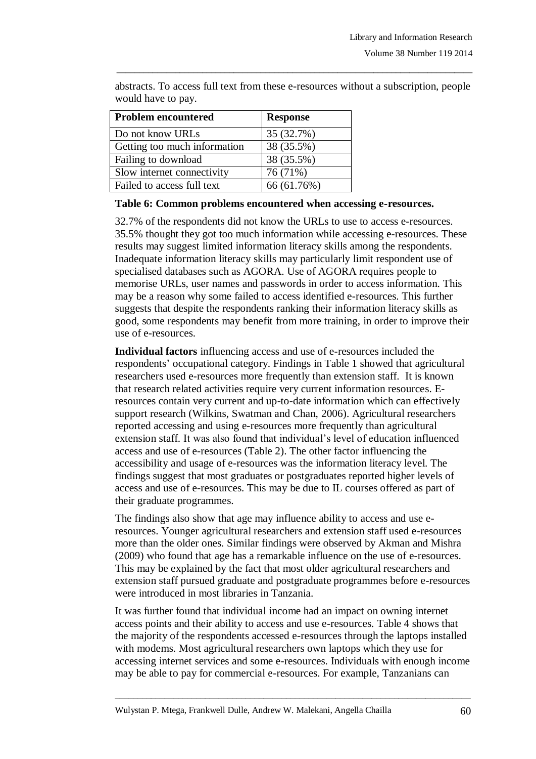abstracts. To access full text from these e-resources without a subscription, people would have to pay.

| Problem encountered | Response |
|---|---|
| Do not know URLs | 35 (32.7%) |
| Getting too much information | 38 (35.5%) |
| Failing to download | 38 (35.5%) |
| Slow internet connectivity | 76 (71%) |
| Failed to access full text | 66 (61.76%) |

**Table 6: Common problems encountered when accessing e-resources.**

32.7% of the respondents did not know the URLs to use to access e-resources. 35.5% thought they got too much information while accessing e-resources. These results may suggest limited information literacy skills among the respondents. Inadequate information literacy skills may particularly limit respondent use of specialised databases such as AGORA. Use of AGORA requires people to memorise URLs, user names and passwords in order to access information. This may be a reason why some failed to access identified e-resources. This further suggests that despite the respondents ranking their information literacy skills as good, some respondents may benefit from more training, in order to improve their use of e-resources.

**Individual factors** influencing access and use of e-resources included the respondents' occupational category. Findings in Table 1 showed that agricultural researchers used e-resources more frequently than extension staff. It is known that research related activities require very current information resources. E-resources contain very current and up-to-date information which can effectively support research (Wilkins, Swatman and Chan, 2006). Agricultural researchers reported accessing and using e-resources more frequently than agricultural extension staff. It was also found that individual's level of education influenced access and use of e-resources (Table 2). The other factor influencing the accessibility and usage of e-resources was the information literacy level. The findings suggest that most graduates or postgraduates reported higher levels of access and use of e-resources. This may be due to IL courses offered as part of their graduate programmes.

The findings also show that age may influence ability to access and use e-resources. Younger agricultural researchers and extension staff used e-resources more than the older ones. Similar findings were observed by Akman and Mishra (2009) who found that age has a remarkable influence on the use of e-resources. This may be explained by the fact that most older agricultural researchers and extension staff pursued graduate and postgraduate programmes before e-resources were introduced in most libraries in Tanzania.

It was further found that individual income had an impact on owning internet access points and their ability to access and use e-resources. Table 4 shows that the majority of the respondents accessed e-resources through the laptops installed with modems. Most agricultural researchers own laptops which they use for accessing internet services and some e-resources. Individuals with enough income may be able to pay for commercial e-resources. For example, Tanzanians can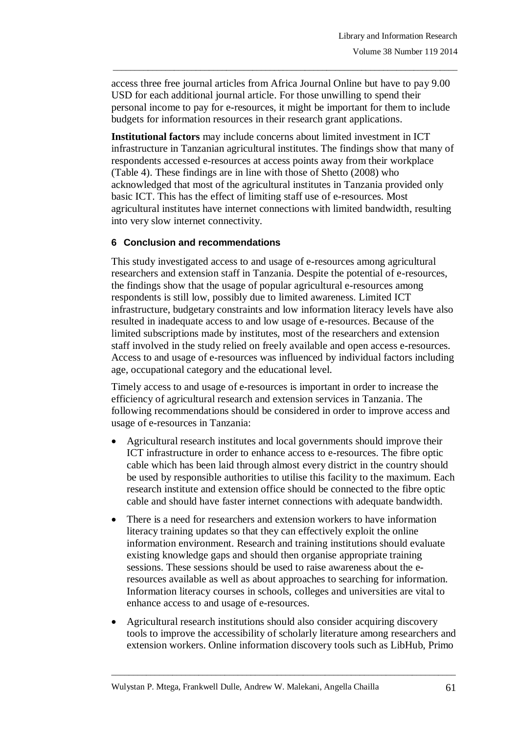access three free journal articles from Africa Journal Online but have to pay 9.00 USD for each additional journal article. For those unwilling to spend their personal income to pay for e-resources, it might be important for them to include budgets for information resources in their research grant applications.

**Institutional factors** may include concerns about limited investment in ICT infrastructure in Tanzanian agricultural institutes. The findings show that many of respondents accessed e-resources at access points away from their workplace (Table 4). These findings are in line with those of Shetto (2008) who acknowledged that most of the agricultural institutes in Tanzania provided only basic ICT. This has the effect of limiting staff use of e-resources. Most agricultural institutes have internet connections with limited bandwidth, resulting into very slow internet connectivity.

## 6 Conclusion and recommendations

This study investigated access to and usage of e-resources among agricultural researchers and extension staff in Tanzania. Despite the potential of e-resources, the findings show that the usage of popular agricultural e-resources among respondents is still low, possibly due to limited awareness. Limited ICT infrastructure, budgetary constraints and low information literacy levels have also resulted in inadequate access to and low usage of e-resources. Because of the limited subscriptions made by institutes, most of the researchers and extension staff involved in the study relied on freely available and open access e-resources. Access to and usage of e-resources was influenced by individual factors including age, occupational category and the educational level.

Timely access to and usage of e-resources is important in order to increase the efficiency of agricultural research and extension services in Tanzania. The following recommendations should be considered in order to improve access and usage of e-resources in Tanzania:

- Agricultural research institutes and local governments should improve their ICT infrastructure in order to enhance access to e-resources. The fibre optic cable which has been laid through almost every district in the country should be used by responsible authorities to utilise this facility to the maximum. Each research institute and extension office should be connected to the fibre optic cable and should have faster internet connections with adequate bandwidth.
- There is a need for researchers and extension workers to have information literacy training updates so that they can effectively exploit the online information environment. Research and training institutions should evaluate existing knowledge gaps and should then organise appropriate training sessions. These sessions should be used to raise awareness about the e-resources available as well as about approaches to searching for information. Information literacy courses in schools, colleges and universities are vital to enhance access to and usage of e-resources.
- Agricultural research institutions should also consider acquiring discovery tools to improve the accessibility of scholarly literature among researchers and extension workers. Online information discovery tools such as LibHub, Primo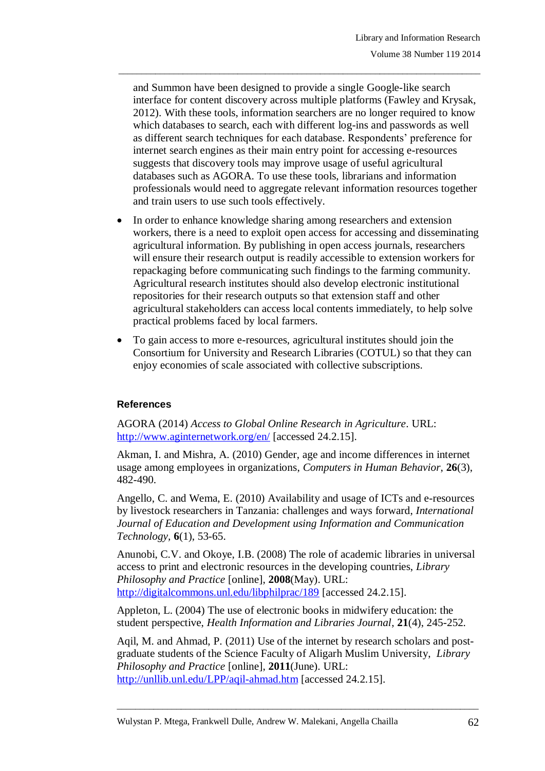and Summon have been designed to provide a single Google-like search interface for content discovery across multiple platforms (Fawley and Krysak, 2012). With these tools, information searchers are no longer required to know which databases to search, each with different log-ins and passwords as well as different search techniques for each database. Respondents' preference for internet search engines as their main entry point for accessing e-resources suggests that discovery tools may improve usage of useful agricultural databases such as AGORA. To use these tools, librarians and information professionals would need to aggregate relevant information resources together and train users to use such tools effectively.

- In order to enhance knowledge sharing among researchers and extension workers, there is a need to exploit open access for accessing and disseminating agricultural information. By publishing in open access journals, researchers will ensure their research output is readily accessible to extension workers for repackaging before communicating such findings to the farming community. Agricultural research institutes should also develop electronic institutional repositories for their research outputs so that extension staff and other agricultural stakeholders can access local contents immediately, to help solve practical problems faced by local farmers.
- To gain access to more e-resources, agricultural institutes should join the Consortium for University and Research Libraries (COTUL) so that they can enjoy economies of scale associated with collective subscriptions.

## References

AGORA (2014) *Access to Global Online Research in Agriculture*. URL: http://www.aginternetwork.org/en/ [accessed 24.2.15].

Akman, I. and Mishra, A. (2010) Gender, age and income differences in internet usage among employees in organizations, *Computers in Human Behavior*, **26**(3), 482-490.

Angello, C. and Wema, E. (2010) Availability and usage of ICTs and e-resources by livestock researchers in Tanzania: challenges and ways forward, *International Journal of Education and Development using Information and Communication Technology*, **6**(1), 53-65.

Anunobi, C.V. and Okoye, I.B. (2008) The role of academic libraries in universal access to print and electronic resources in the developing countries, *Library Philosophy and Practice* [online], **2008**(May). URL: http://digitalcommons.unl.edu/libphilprac/189 [accessed 24.2.15].

Appleton, L. (2004) The use of electronic books in midwifery education: the student perspective, *Health Information and Libraries Journal*, **21**(4), 245-252.

Aqil, M. and Ahmad, P. (2011) Use of the internet by research scholars and post-graduate students of the Science Faculty of Aligarh Muslim University, *Library Philosophy and Practice* [online], **2011**(June). URL: http://unllib.unl.edu/LPP/aqil-ahmad.htm [accessed 24.2.15].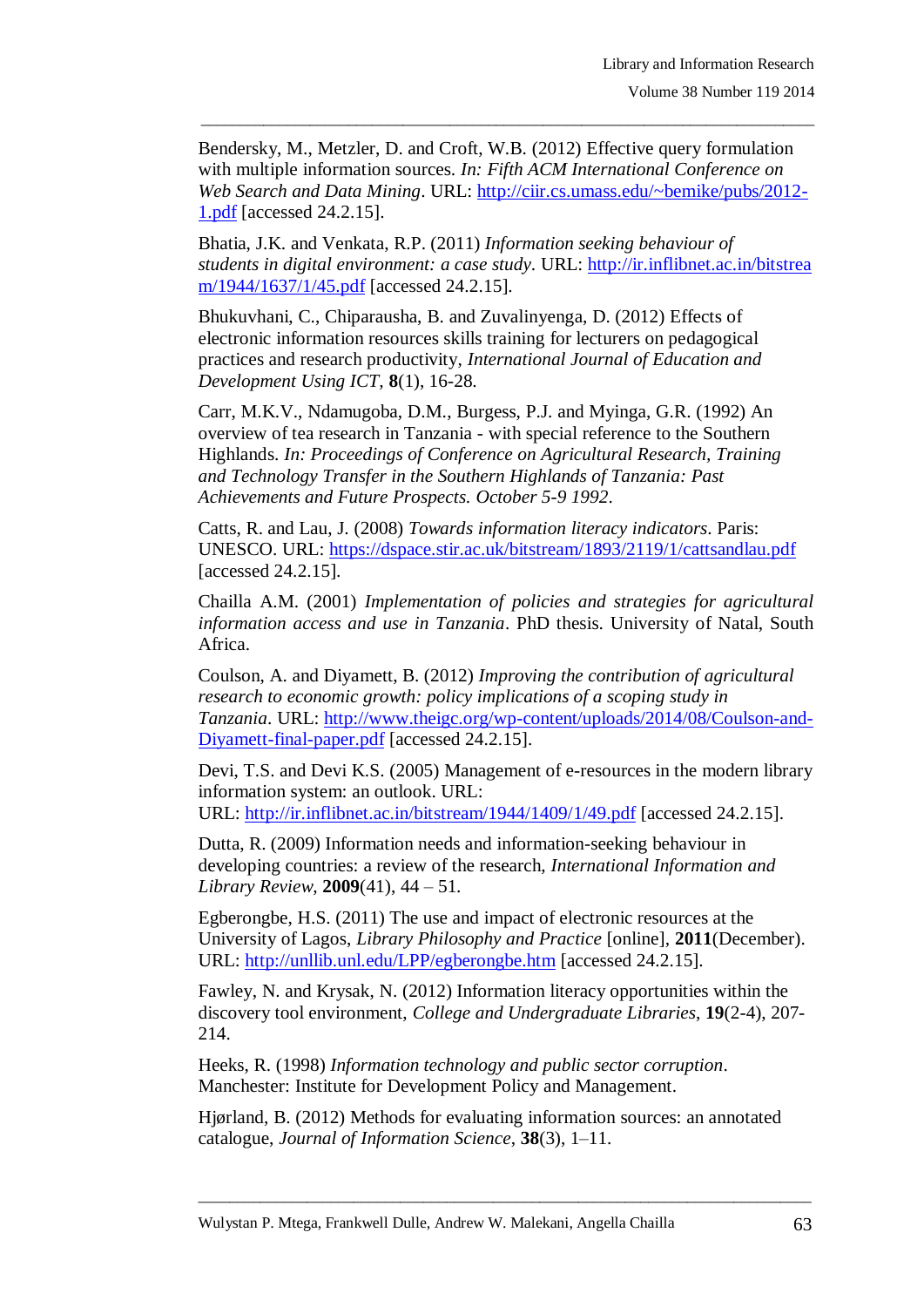Bendersky, M., Metzler, D. and Croft, W.B. (2012) Effective query formulation with multiple information sources. *In: Fifth ACM International Conference on Web Search and Data Mining*. URL: http://ciir.cs.umass.edu/~bemike/pubs/2012-1.pdf [accessed 24.2.15].

Bhatia, J.K. and Venkata, R.P. (2011) *Information seeking behaviour of students in digital environment: a case study*. URL: http://ir.inflibnet.ac.in/bitstream/1944/1637/1/45.pdf [accessed 24.2.15].

Bhukuvhani, C., Chiparausha, B. and Zuvalinyenga, D. (2012) Effects of electronic information resources skills training for lecturers on pedagogical practices and research productivity, *International Journal of Education and Development Using ICT*, **8**(1), 16-28.

Carr, M.K.V., Ndamugoba, D.M., Burgess, P.J. and Myinga, G.R. (1992) An overview of tea research in Tanzania - with special reference to the Southern Highlands. *In: Proceedings of Conference on Agricultural Research, Training and Technology Transfer in the Southern Highlands of Tanzania: Past Achievements and Future Prospects. October 5-9 1992*.

Catts, R. and Lau, J. (2008) *Towards information literacy indicators*. Paris: UNESCO. URL: https://dspace.stir.ac.uk/bitstream/1893/2119/1/cattsandlau.pdf [accessed 24.2.15].

Chailla A.M. (2001) *Implementation of policies and strategies for agricultural information access and use in Tanzania*. PhD thesis. University of Natal, South Africa.

Coulson, A. and Diyamett, B. (2012) *Improving the contribution of agricultural research to economic growth: policy implications of a scoping study in Tanzania*. URL: http://www.theigc.org/wp-content/uploads/2014/08/Coulson-and-Diyamett-final-paper.pdf [accessed 24.2.15].

Devi, T.S. and Devi K.S. (2005) Management of e-resources in the modern library information system: an outlook. URL:
URL: http://ir.inflibnet.ac.in/bitstream/1944/1409/1/49.pdf [accessed 24.2.15].

Dutta, R. (2009) Information needs and information-seeking behaviour in developing countries: a review of the research, *International Information and Library Review*, **2009**(41), 44 – 51.

Egberongbe, H.S. (2011) The use and impact of electronic resources at the University of Lagos, *Library Philosophy and Practice* [online], **2011**(December). URL: http://unllib.unl.edu/LPP/egberongbe.htm [accessed 24.2.15].

Fawley, N. and Krysak, N. (2012) Information literacy opportunities within the discovery tool environment, *College and Undergraduate Libraries*, **19**(2-4), 207-214.

Heeks, R. (1998) *Information technology and public sector corruption*. Manchester: Institute for Development Policy and Management.

Hjørland, B. (2012) Methods for evaluating information sources: an annotated catalogue, *Journal of Information Science*, **38**(3), 1–11.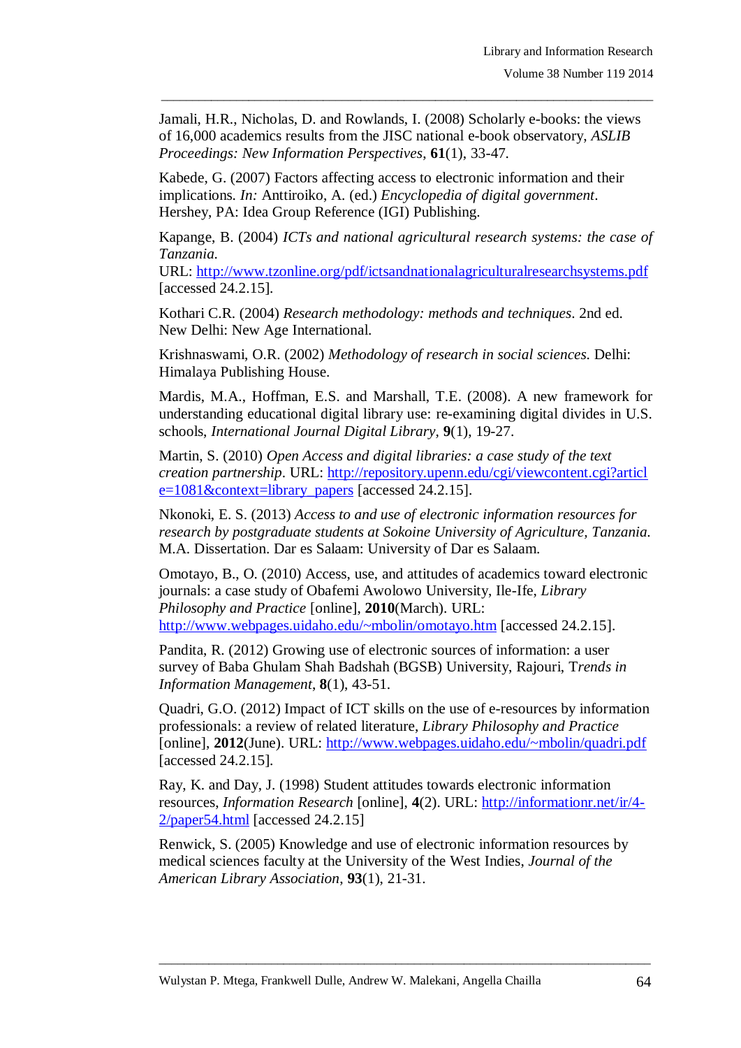Jamali, H.R., Nicholas, D. and Rowlands, I. (2008) Scholarly e-books: the views of 16,000 academics results from the JISC national e-book observatory, *ASLIB Proceedings: New Information Perspectives*, **61**(1), 33-47.

Kabede, G. (2007) Factors affecting access to electronic information and their implications. *In:* Anttiroiko, A. (ed.) *Encyclopedia of digital government*. Hershey, PA: Idea Group Reference (IGI) Publishing.

Kapange, B. (2004) *ICTs and national agricultural research systems: the case of Tanzania.* URL: http://www.tzonline.org/pdf/ictsandnationalagriculturalresearchsystems.pdf [accessed 24.2.15].

Kothari C.R. (2004) *Research methodology: methods and techniques*. 2nd ed. New Delhi: New Age International.

Krishnaswami, O.R. (2002) *Methodology of research in social sciences.* Delhi: Himalaya Publishing House.

Mardis, M.A., Hoffman, E.S. and Marshall, T.E. (2008). A new framework for understanding educational digital library use: re-examining digital divides in U.S. schools, *International Journal Digital Library*, **9**(1), 19-27.

Martin, S. (2010) *Open Access and digital libraries: a case study of the text creation partnership*. URL: http://repository.upenn.edu/cgi/viewcontent.cgi?article=1081&context=library_papers [accessed 24.2.15].

Nkonoki, E. S. (2013) *Access to and use of electronic information resources for research by postgraduate students at Sokoine University of Agriculture, Tanzania.* M.A. Dissertation. Dar es Salaam: University of Dar es Salaam.

Omotayo, B., O. (2010) Access, use, and attitudes of academics toward electronic journals: a case study of Obafemi Awolowo University, Ile-Ife, *Library Philosophy and Practice* [online], **2010**(March). URL: http://www.webpages.uidaho.edu/~mbolin/omotayo.htm [accessed 24.2.15].

Pandita, R. (2012) Growing use of electronic sources of information: a user survey of Baba Ghulam Shah Badshah (BGSB) University, Rajouri, T*rends in Information Management*, **8**(1), 43-51.

Quadri, G.O. (2012) Impact of ICT skills on the use of e-resources by information professionals: a review of related literature, *Library Philosophy and Practice* [online], **2012**(June). URL: http://www.webpages.uidaho.edu/~mbolin/quadri.pdf [accessed 24.2.15].

Ray, K. and Day, J. (1998) Student attitudes towards electronic information resources, *Information Research* [online], **4**(2). URL: http://informationr.net/ir/4-2/paper54.html [accessed 24.2.15]

Renwick, S. (2005) Knowledge and use of electronic information resources by medical sciences faculty at the University of the West Indies, *Journal of the American Library Association*, **93**(1), 21-31.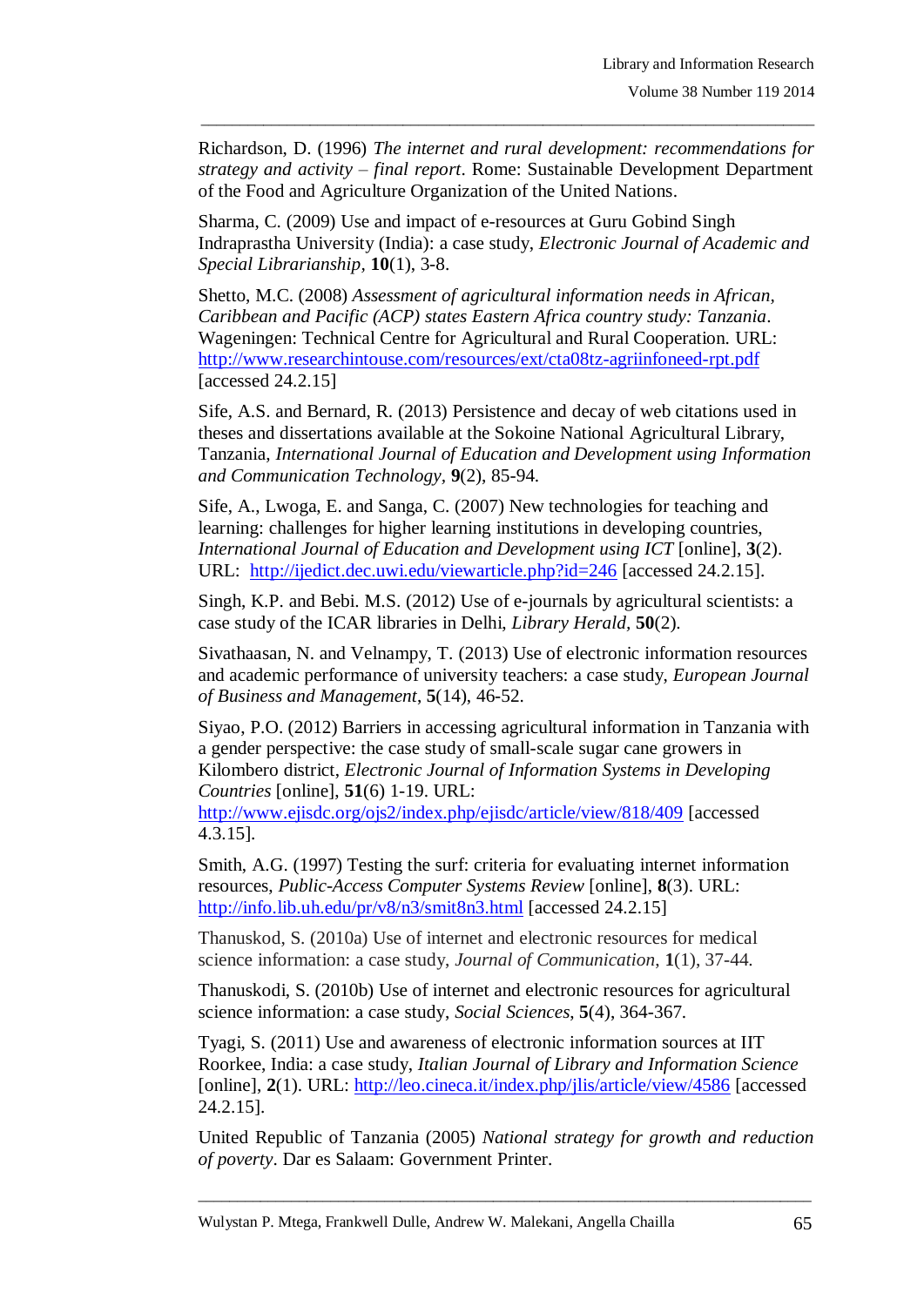Richardson, D. (1996) *The internet and rural development: recommendations for strategy and activity – final report*. Rome: Sustainable Development Department of the Food and Agriculture Organization of the United Nations.

Sharma, C. (2009) Use and impact of e-resources at Guru Gobind Singh Indraprastha University (India): a case study, *Electronic Journal of Academic and Special Librarianship*, **10**(1), 3-8.

Shetto, M.C. (2008) *Assessment of agricultural information needs in African, Caribbean and Pacific (ACP) states Eastern Africa country study: Tanzania*. Wageningen: Technical Centre for Agricultural and Rural Cooperation. URL: http://www.researchintouse.com/resources/ext/cta08tz-agriinfoneed-rpt.pdf [accessed 24.2.15]

Sife, A.S. and Bernard, R. (2013) Persistence and decay of web citations used in theses and dissertations available at the Sokoine National Agricultural Library, Tanzania, *International Journal of Education and Development using Information and Communication Technology*, **9**(2), 85-94.

Sife, A., Lwoga, E. and Sanga, C. (2007) New technologies for teaching and learning: challenges for higher learning institutions in developing countries, *International Journal of Education and Development using ICT* [online], **3**(2). URL: http://ijedict.dec.uwi.edu/viewarticle.php?id=246 [accessed 24.2.15].

Singh, K.P. and Bebi. M.S. (2012) Use of e-journals by agricultural scientists: a case study of the ICAR libraries in Delhi, *Library Herald*, **50**(2).

Sivathaasan, N. and Velnampy, T. (2013) Use of electronic information resources and academic performance of university teachers: a case study, *European Journal of Business and Management*, **5**(14), 46-52.

Siyao, P.O. (2012) Barriers in accessing agricultural information in Tanzania with a gender perspective: the case study of small-scale sugar cane growers in Kilombero district, *Electronic Journal of Information Systems in Developing Countries* [online], **51**(6) 1-19. URL: http://www.ejisdc.org/ojs2/index.php/ejisdc/article/view/818/409 [accessed 4.3.15].

Smith, A.G. (1997) Testing the surf: criteria for evaluating internet information resources, *Public-Access Computer Systems Review* [online], **8**(3). URL: http://info.lib.uh.edu/pr/v8/n3/smit8n3.html [accessed 24.2.15]

Thanuskod, S. (2010a) Use of internet and electronic resources for medical science information: a case study, *Journal of Communication*, **1**(1), 37-44.

Thanuskodi, S. (2010b) Use of internet and electronic resources for agricultural science information: a case study, *Social Sciences*, **5**(4), 364-367.

Tyagi, S. (2011) Use and awareness of electronic information sources at IIT Roorkee, India: a case study, *Italian Journal of Library and Information Science* [online], **2**(1). URL: http://leo.cineca.it/index.php/jlis/article/view/4586 [accessed 24.2.15].

United Republic of Tanzania (2005) *National strategy for growth and reduction of poverty*. Dar es Salaam: Government Printer.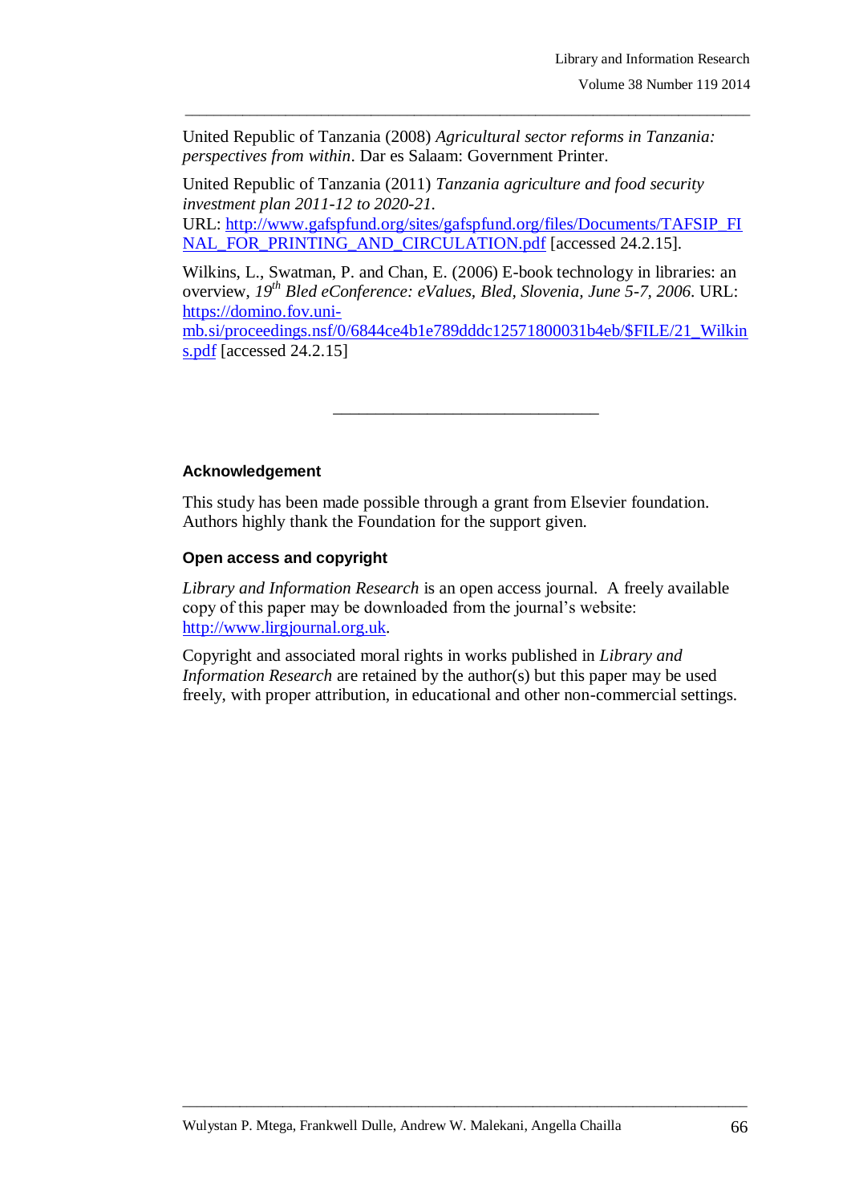United Republic of Tanzania (2008) *Agricultural sector reforms in Tanzania: perspectives from within*. Dar es Salaam: Government Printer.

United Republic of Tanzania (2011) *Tanzania agriculture and food security investment plan 2011-12 to 2020-21*.
URL: http://www.gafspfund.org/sites/gafspfund.org/files/Documents/TAFSIP_FINAL_FOR_PRINTING_AND_CIRCULATION.pdf [accessed 24.2.15].

Wilkins, L., Swatman, P. and Chan, E. (2006) E-book technology in libraries: an overview, *19th Bled eConference: eValues, Bled, Slovenia, June 5-7, 2006*. URL: https://domino.fov.uni-mb.si/proceedings.nsf/0/6844ce4b1e789dddc12571800031b4eb/$FILE/21_Wilkins.pdf [accessed 24.2.15]

---

**Acknowledgement**

This study has been made possible through a grant from Elsevier foundation. Authors highly thank the Foundation for the support given.

**Open access and copyright**

*Library and Information Research* is an open access journal. A freely available copy of this paper may be downloaded from the journal's website: http://www.lirgjournal.org.uk.

Copyright and associated moral rights in works published in *Library and Information Research* are retained by the author(s) but this paper may be used freely, with proper attribution, in educational and other non-commercial settings.